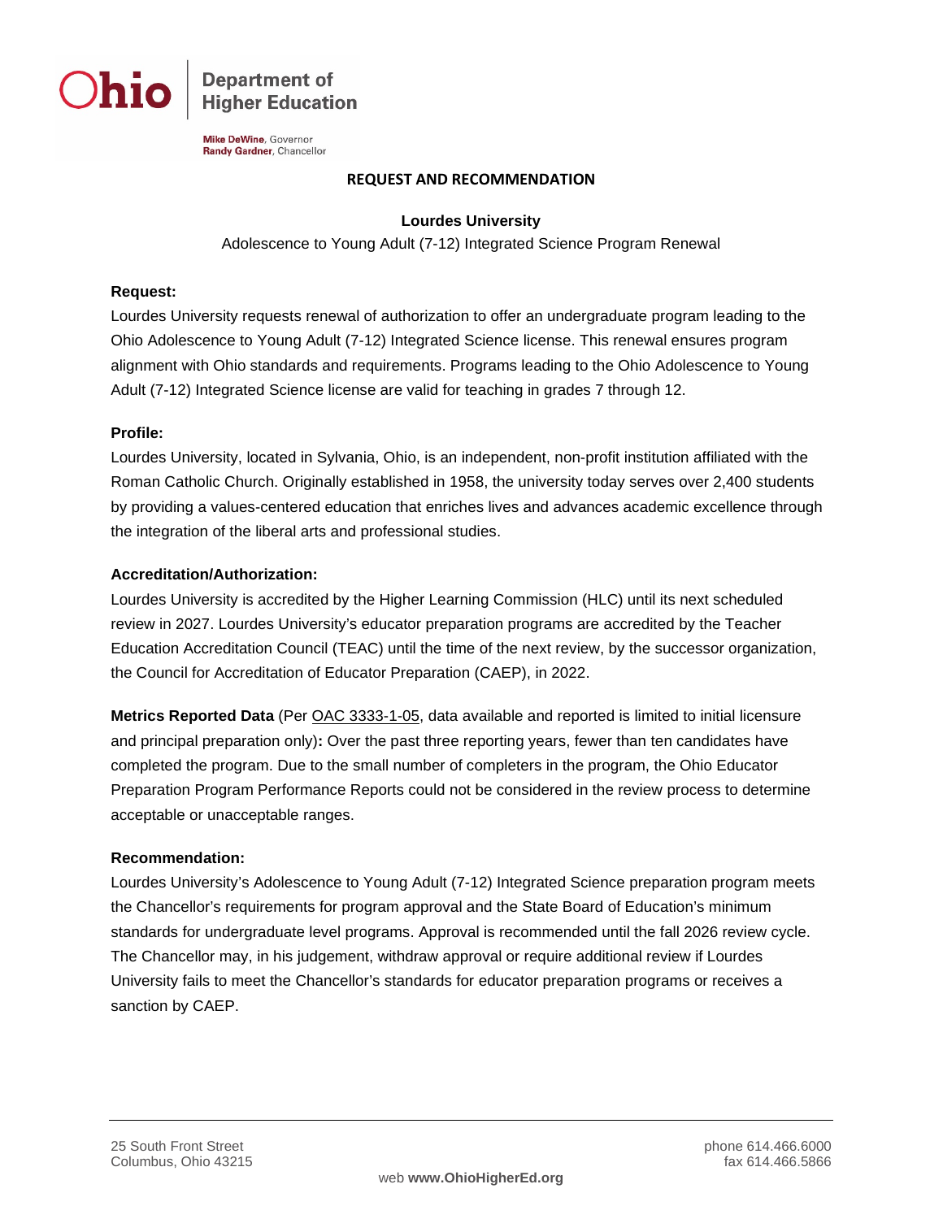Ohio | Department of Higher Education

**Mike DeWine**, Governor
**Randy Gardner**, Chancellor

# REQUEST AND RECOMMENDATION

**Lourdes University**

Adolescence to Young Adult (7-12) Integrated Science Program Renewal

**Request:**

Lourdes University requests renewal of authorization to offer an undergraduate program leading to the Ohio Adolescence to Young Adult (7-12) Integrated Science license. This renewal ensures program alignment with Ohio standards and requirements. Programs leading to the Ohio Adolescence to Young Adult (7-12) Integrated Science license are valid for teaching in grades 7 through 12.

**Profile:**

Lourdes University, located in Sylvania, Ohio, is an independent, non-profit institution affiliated with the Roman Catholic Church. Originally established in 1958, the university today serves over 2,400 students by providing a values-centered education that enriches lives and advances academic excellence through the integration of the liberal arts and professional studies.

**Accreditation/Authorization:**

Lourdes University is accredited by the Higher Learning Commission (HLC) until its next scheduled review in 2027. Lourdes University's educator preparation programs are accredited by the Teacher Education Accreditation Council (TEAC) until the time of the next review, by the successor organization, the Council for Accreditation of Educator Preparation (CAEP), in 2022.

**Metrics Reported Data** (Per OAC 3333-1-05, data available and reported is limited to initial licensure and principal preparation only)**:** Over the past three reporting years, fewer than ten candidates have completed the program. Due to the small number of completers in the program, the Ohio Educator Preparation Program Performance Reports could not be considered in the review process to determine acceptable or unacceptable ranges.

**Recommendation:**

Lourdes University's Adolescence to Young Adult (7-12) Integrated Science preparation program meets the Chancellor's requirements for program approval and the State Board of Education's minimum standards for undergraduate level programs. Approval is recommended until the fall 2026 review cycle. The Chancellor may, in his judgement, withdraw approval or require additional review if Lourdes University fails to meet the Chancellor's standards for educator preparation programs or receives a sanction by CAEP.

25 South Front Street
Columbus, Ohio 43215

phone 614.466.6000
fax 614.466.5866

web **www.OhioHigherEd.org**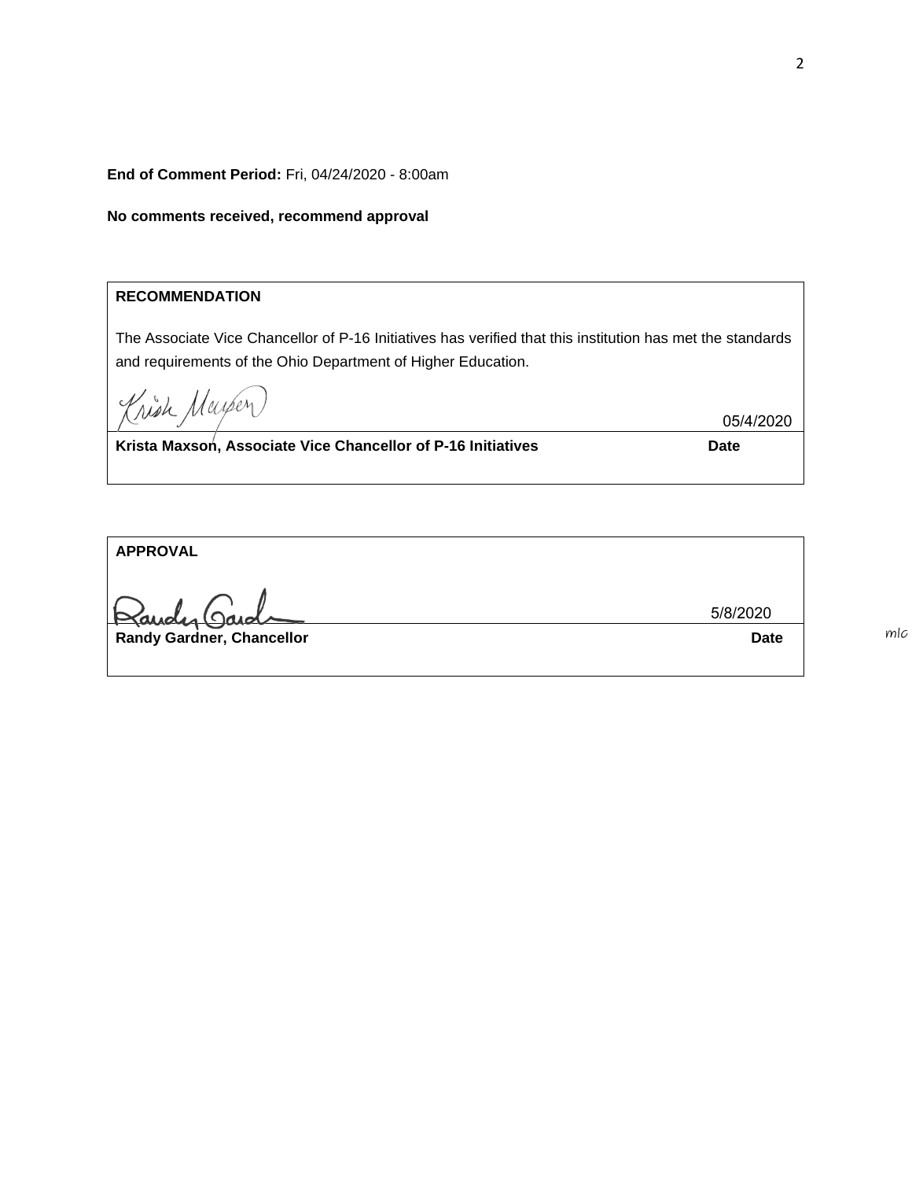**End of Comment Period:** Fri, 04/24/2020 - 8:00am

**No comments received, recommend approval**

**RECOMMENDATION**

The Associate Vice Chancellor of P-16 Initiatives has verified that this institution has met the standards and requirements of the Ohio Department of Higher Education.

05/4/2020

**Krista Maxson, Associate Vice Chancellor of P-16 Initiatives** **Date**

**APPROVAL**

5/8/2020

**Randy Gardner, Chancellor** **Date**

mlc